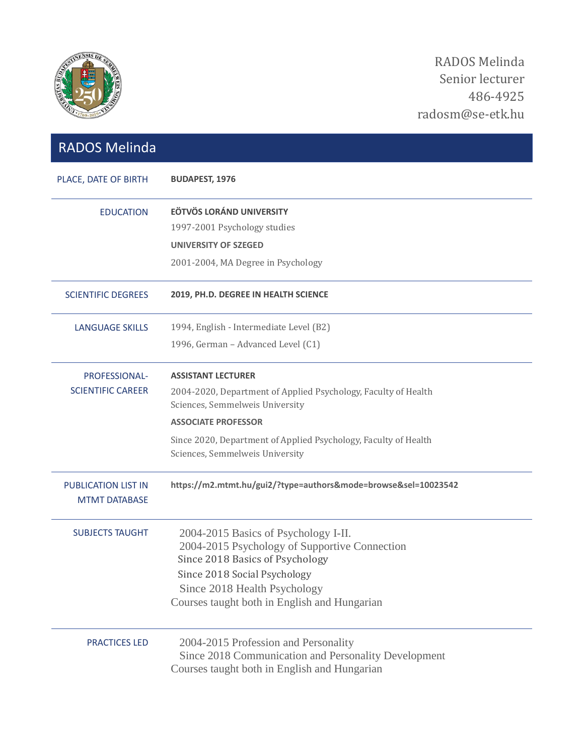RADOS Melinda
Senior lecturer
486-4925
radosm@se-etk.hu

# RADOS Melinda

| | |
|---|---|
| PLACE, DATE OF BIRTH | **BUDAPEST, 1976** |
| EDUCATION | **EÖTVÖS LORÁND UNIVERSITY**<br>1997-2001 Psychology studies<br>**UNIVERSITY OF SZEGED**<br>2001-2004, MA Degree in Psychology |
| SCIENTIFIC DEGREES | **2019, PH.D. DEGREE IN HEALTH SCIENCE** |
| LANGUAGE SKILLS | 1994, English - Intermediate Level (B2)<br>1996, German – Advanced Level (C1) |
| PROFESSIONAL-SCIENTIFIC CAREER | **ASSISTANT LECTURER**<br>2004-2020, Department of Applied Psychology, Faculty of Health Sciences, Semmelweis University<br>**ASSOCIATE PROFESSOR**<br>Since 2020, Department of Applied Psychology, Faculty of Health Sciences, Semmelweis University |
| PUBLICATION LIST IN MTMT DATABASE | **https://m2.mtmt.hu/gui2/?type=authors&mode=browse&sel=10023542** |
| SUBJECTS TAUGHT | 2004-2015 Basics of Psychology I-II.<br>2004-2015 Psychology of Supportive Connection<br>Since 2018 Basics of Psychology<br>Since 2018 Social Psychology<br>Since 2018 Health Psychology<br>Courses taught both in English and Hungarian |
| PRACTICES LED | 2004-2015 Profession and Personality<br>Since 2018 Communication and Personality Development<br>Courses taught both in English and Hungarian |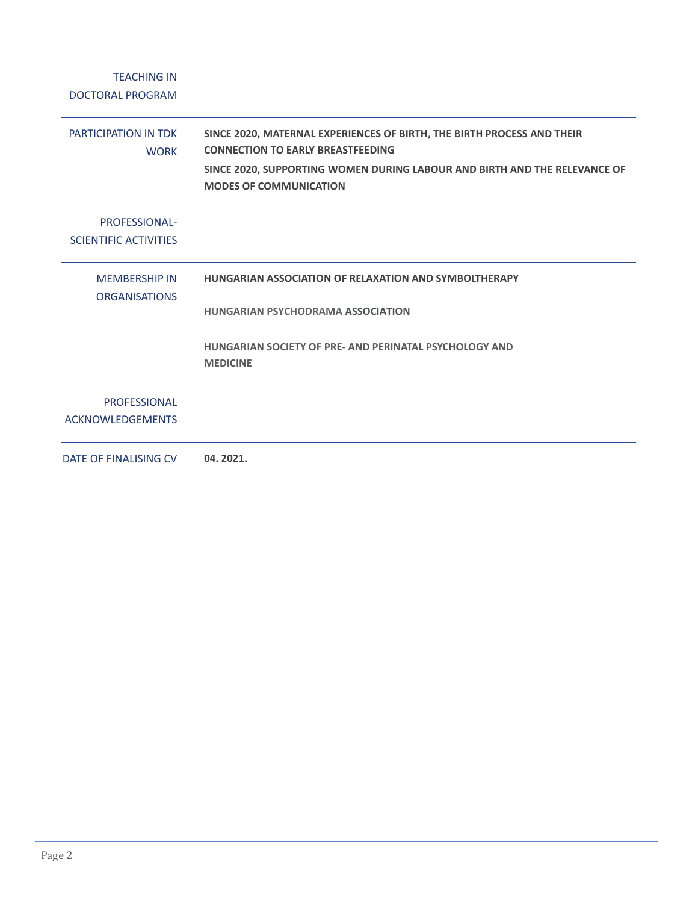| | |
|---|---|
| TEACHING IN DOCTORAL PROGRAM | |
| PARTICIPATION IN TDK WORK | **SINCE 2020, MATERNAL EXPERIENCES OF BIRTH, THE BIRTH PROCESS AND THEIR CONNECTION TO EARLY BREASTFEEDING**<br>**SINCE 2020, SUPPORTING WOMEN DURING LABOUR AND BIRTH AND THE RELEVANCE OF MODES OF COMMUNICATION** |
| PROFESSIONAL-SCIENTIFIC ACTIVITIES | |
| MEMBERSHIP IN ORGANISATIONS | **HUNGARIAN ASSOCIATION OF RELAXATION AND SYMBOLTHERAPY**<br>**HUNGARIAN PSYCHODRAMA ASSOCIATION**<br>**HUNGARIAN SOCIETY OF PRE- AND PERINATAL PSYCHOLOGY AND MEDICINE** |
| PROFESSIONAL ACKNOWLEDGEMENTS | |
| DATE OF FINALISING CV | **04. 2021.** |